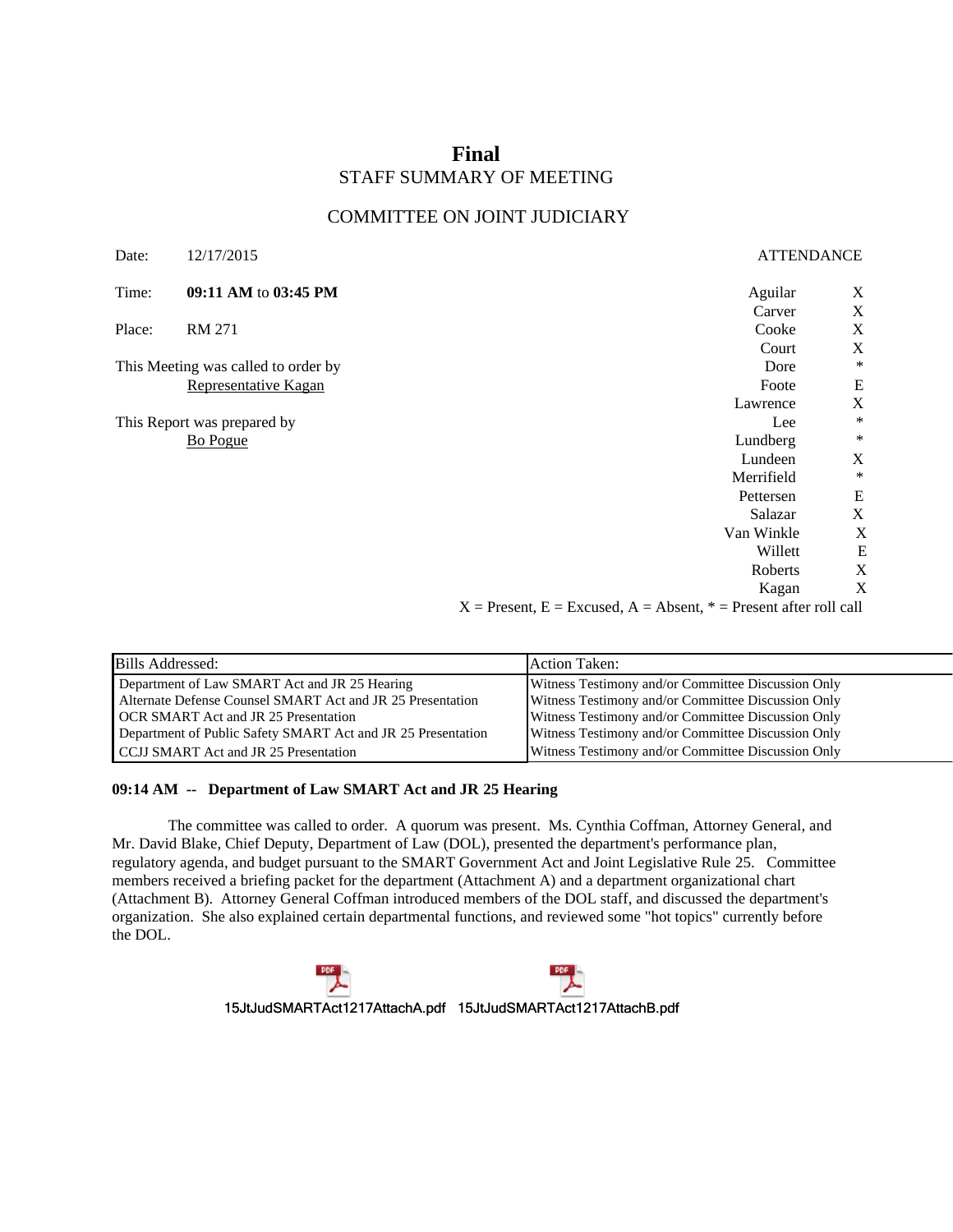# Final

## STAFF SUMMARY OF MEETING

## COMMITTEE ON JOINT JUDICIARY

Date: 12/17/2015

Time: **09:11 AM** to **03:45 PM**

Place: RM 271

This Meeting was called to order by
Representative Kagan

This Report was prepared by
Bo Pogue

| ATTENDANCE | |
|---|---|
| Aguilar | X |
| Carver | X |
| Cooke | X |
| Court | X |
| Dore | * |
| Foote | E |
| Lawrence | X |
| Lee | * |
| Lundberg | * |
| Lundeen | X |
| Merrifield | * |
| Pettersen | E |
| Salazar | X |
| Van Winkle | X |
| Willett | E |
| Roberts | X |
| Kagan | X |

X = Present, E = Excused, A = Absent, * = Present after roll call

| Bills Addressed: | Action Taken: |
|---|---|
| Department of Law SMART Act and JR 25 Hearing | Witness Testimony and/or Committee Discussion Only |
| Alternate Defense Counsel SMART Act and JR 25 Presentation | Witness Testimony and/or Committee Discussion Only |
| OCR SMART Act and JR 25 Presentation | Witness Testimony and/or Committee Discussion Only |
| Department of Public Safety SMART Act and JR 25 Presentation | Witness Testimony and/or Committee Discussion Only |
| CCJJ SMART Act and JR 25 Presentation | Witness Testimony and/or Committee Discussion Only |

**09:14 AM -- Department of Law SMART Act and JR 25 Hearing**

The committee was called to order. A quorum was present. Ms. Cynthia Coffman, Attorney General, and Mr. David Blake, Chief Deputy, Department of Law (DOL), presented the department's performance plan, regulatory agenda, and budget packet pursuant to the SMART Government Act and Joint Legislative Rule 25. Committee members received a briefing packet for the department (Attachment A) and a department organizational chart (Attachment B). Attorney General Coffman introduced members of the DOL staff, and discussed the department's organization. She also explained certain departmental functions, and reviewed some "hot topics" currently before the DOL.

15JtJudSMARTAct1217AttachA.pdf 15JtJudSMARTAct1217AttachB.pdf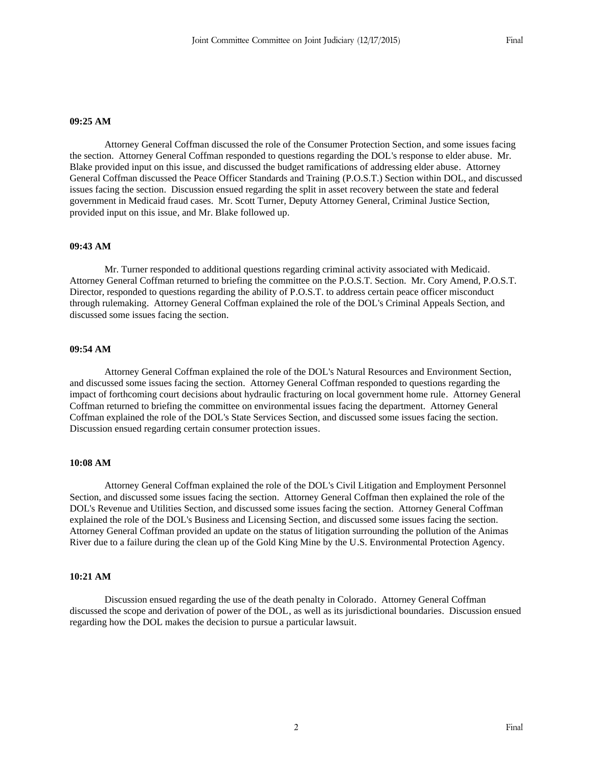**09:25 AM**

Attorney General Coffman discussed the role of the Consumer Protection Section, and some issues facing the section. Attorney General Coffman responded to questions regarding the DOL's response to elder abuse. Mr. Blake provided input on this issue, and discussed the budget ramifications of addressing elder abuse. Attorney General Coffman discussed the Peace Officer Standards and Training (P.O.S.T.) Section within DOL, and discussed issues facing the section. Discussion ensued regarding the split in asset recovery between the state and federal government in Medicaid fraud cases. Mr. Scott Turner, Deputy Attorney General, Criminal Justice Section, provided input on this issue, and Mr. Blake followed up.

**09:43 AM**

Mr. Turner responded to additional questions regarding criminal activity associated with Medicaid. Attorney General Coffman returned to briefing the committee on the P.O.S.T. Section. Mr. Cory Amend, P.O.S.T. Director, responded to questions regarding the ability of P.O.S.T. to address certain peace officer misconduct through rulemaking. Attorney General Coffman explained the role of the DOL's Criminal Appeals Section, and discussed some issues facing the section.

**09:54 AM**

Attorney General Coffman explained the role of the DOL's Natural Resources and Environment Section, and discussed some issues facing the section. Attorney General Coffman responded to questions regarding the impact of forthcoming court decisions about hydraulic fracturing on local government home rule. Attorney General Coffman returned to briefing the committee on environmental issues facing the department. Attorney General Coffman explained the role of the DOL's State Services Section, and discussed some issues facing the section. Discussion ensued regarding certain consumer protection issues.

**10:08 AM**

Attorney General Coffman explained the role of the DOL's Civil Litigation and Employment Personnel Section, and discussed some issues facing the section. Attorney General Coffman then explained the role of the DOL's Revenue and Utilities Section, and discussed some issues facing the section. Attorney General Coffman explained the role of the DOL's Business and Licensing Section, and discussed some issues facing the section. Attorney General Coffman provided an update on the status of litigation surrounding the pollution of the Animas River due to a failure during the clean up of the Gold King Mine by the U.S. Environmental Protection Agency.

**10:21 AM**

Discussion ensued regarding the use of the death penalty in Colorado. Attorney General Coffman discussed the scope and derivation of power of the DOL, as well as its jurisdictional boundaries. Discussion ensued regarding how the DOL makes the decision to pursue a particular lawsuit.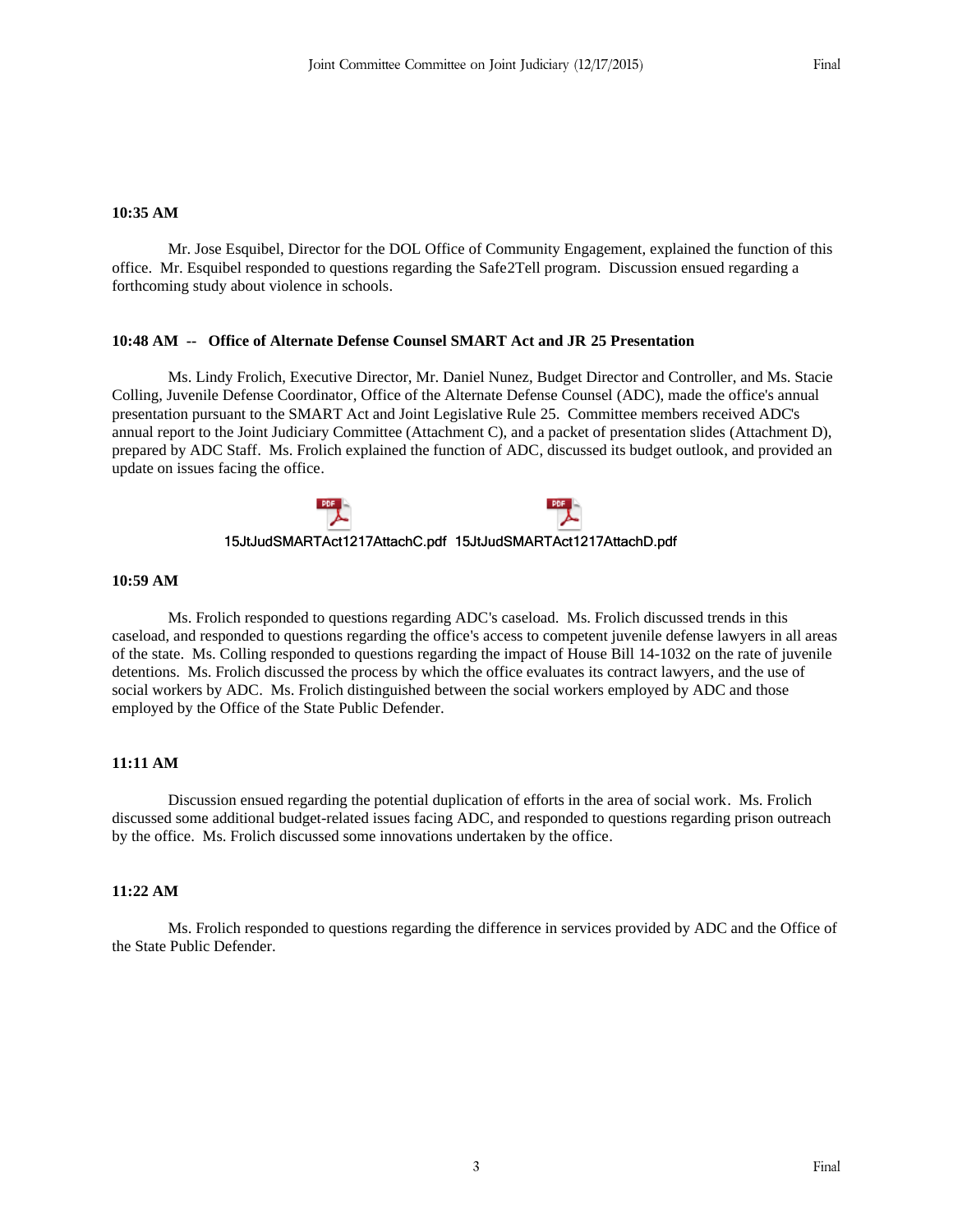**10:35 AM**

Mr. Jose Esquibel, Director for the DOL Office of Community Engagement, explained the function of this office. Mr. Esquibel responded to questions regarding the Safe2Tell program. Discussion ensued regarding a forthcoming study about violence in schools.

**10:48 AM -- Office of Alternate Defense Counsel SMART Act and JR 25 Presentation**

Ms. Lindy Frolich, Executive Director, Mr. Daniel Nunez, Budget Director and Controller, and Ms. Stacie Colling, Juvenile Defense Coordinator, Office of the Alternate Defense Counsel (ADC), made the office's annual presentation pursuant to the SMART Act and Joint Legislative Rule 25. Committee members received ADC's annual report to the Joint Judiciary Committee (Attachment C), and a packet of presentation slides (Attachment D), prepared by ADC Staff. Ms. Frolich explained the function of ADC, discussed its budget outlook, and provided an update on issues facing the office.

15JtJudSMARTAct1217AttachC.pdf 15JtJudSMARTAct1217AttachD.pdf

**10:59 AM**

Ms. Frolich responded to questions regarding ADC's caseload. Ms. Frolich discussed trends in this caseload, and responded to questions regarding the office's access to competent juvenile defense lawyers in all areas of the state. Ms. Colling responded to questions regarding the impact of House Bill 14-1032 on the rate of juvenile detentions. Ms. Frolich discussed the process by which the office evaluates its contract lawyers, and the use of social workers by ADC. Ms. Frolich distinguished between the social workers employed by ADC and those employed by the Office of the State Public Defender.

**11:11 AM**

Discussion ensued regarding the potential duplication of efforts in the area of social work. Ms. Frolich discussed some additional budget-related issues facing ADC, and responded to questions regarding prison outreach by the office. Ms. Frolich discussed some innovations undertaken by the office.

**11:22 AM**

Ms. Frolich responded to questions regarding the difference in services provided by ADC and the Office of the State Public Defender.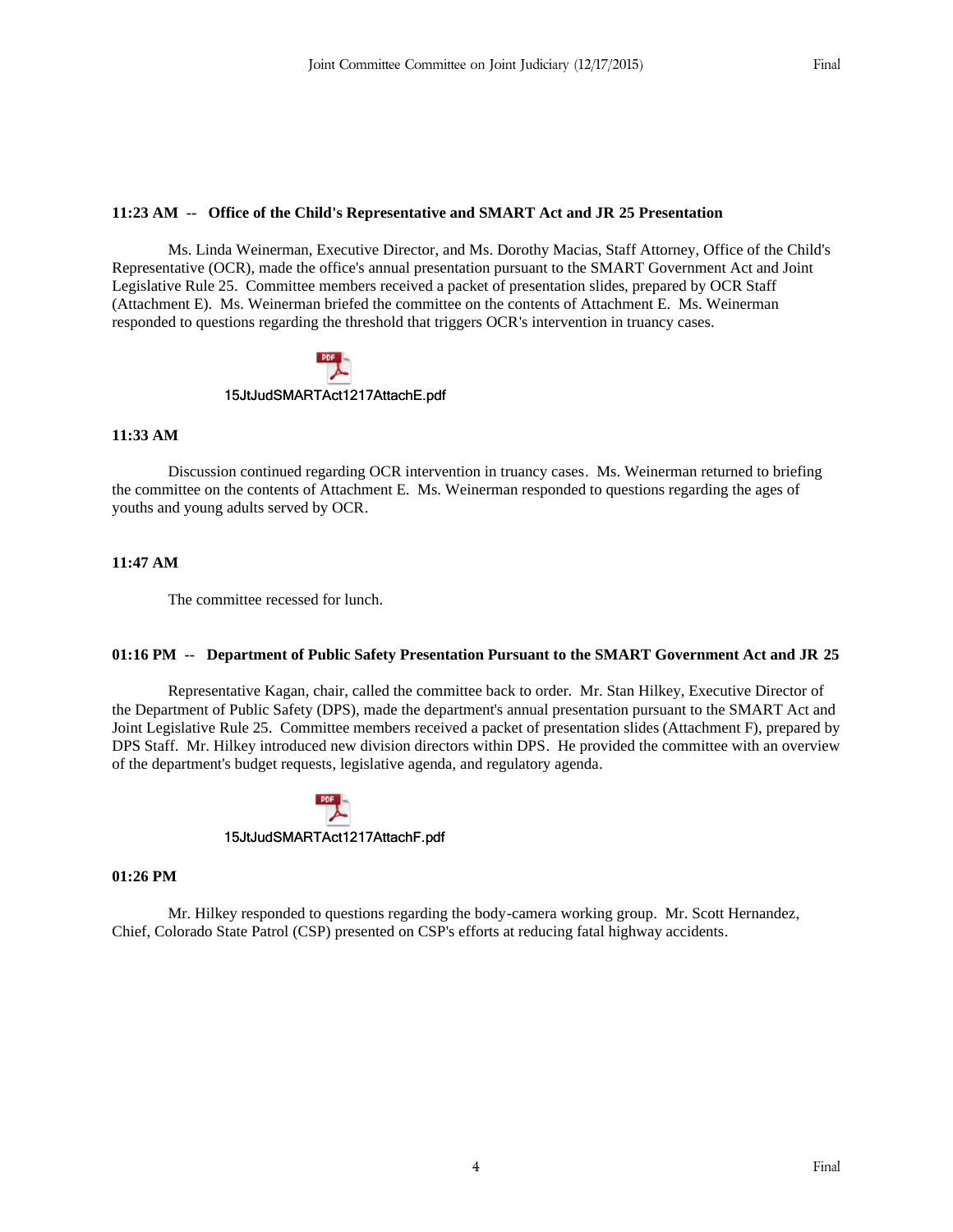**11:23 AM -- Office of the Child's Representative and SMART Act and JR 25 Presentation**

Ms. Linda Weinerman, Executive Director, and Ms. Dorothy Macias, Staff Attorney, Office of the Child's Representative (OCR), made the office's annual presentation pursuant to the SMART Government Act and Joint Legislative Rule 25. Committee members received a packet of presentation slides, prepared by OCR Staff (Attachment E). Ms. Weinerman briefed the committee on the contents of Attachment E. Ms. Weinerman responded to questions regarding the threshold that triggers OCR's intervention in truancy cases.

15JtJudSMARTAct1217AttachE.pdf

**11:33 AM**

Discussion continued regarding OCR intervention in truancy cases. Ms. Weinerman returned to briefing the committee on the contents of Attachment E. Ms. Weinerman responded to questions regarding the ages of youths and young adults served by OCR.

**11:47 AM**

The committee recessed for lunch.

**01:16 PM -- Department of Public Safety Presentation Pursuant to the SMART Government Act and JR 25**

Representative Kagan, chair, called the committee back to order. Mr. Stan Hilkey, Executive Director of the Department of Public Safety (DPS), made the department's annual presentation pursuant to the SMART Act and Joint Legislative Rule 25. Committee members received a packet of presentation slides (Attachment F), prepared by DPS Staff. Mr. Hilkey introduced new division directors within DPS. He provided the committee with an overview of the department's budget requests, legislative agenda, and regulatory agenda.

15JtJudSMARTAct1217AttachF.pdf

**01:26 PM**

Mr. Hilkey responded to questions regarding the body-camera working group. Mr. Scott Hernandez, Chief, Colorado State Patrol (CSP) presented on CSP's efforts at reducing fatal highway accidents.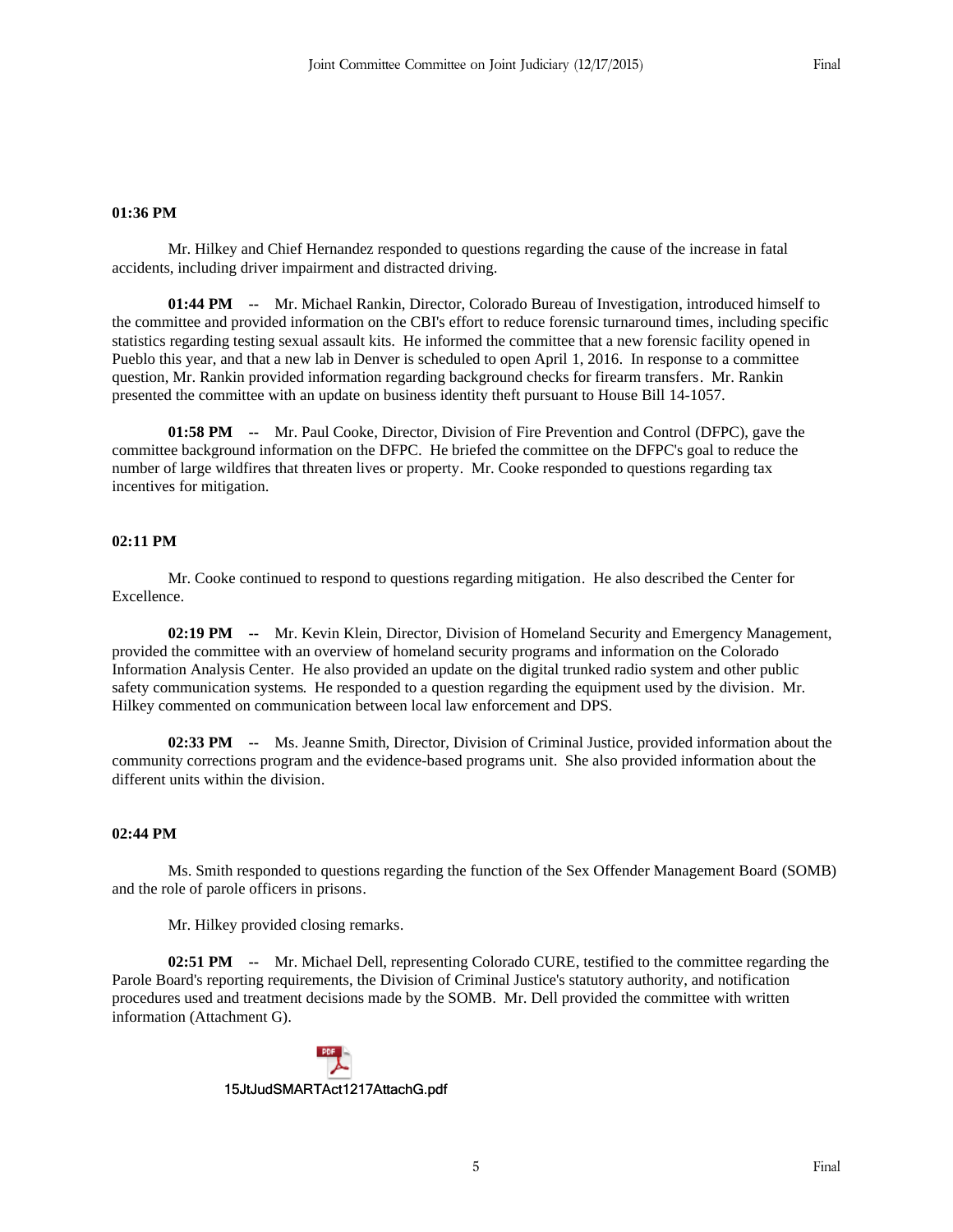**01:36 PM**

Mr. Hilkey and Chief Hernandez responded to questions regarding the cause of the increase in fatal accidents, including driver impairment and distracted driving.

**01:44 PM --** Mr. Michael Rankin, Director, Colorado Bureau of Investigation, introduced himself to the committee and provided information on the CBI's effort to reduce forensic turnaround times, including specific statistics regarding testing sexual assault kits. He informed the committee that a new forensic facility opened in Pueblo this year, and that a new lab in Denver is scheduled to open April 1, 2016. In response to a committee question, Mr. Rankin provided information regarding background checks for firearm transfers. Mr. Rankin presented the committee with an update on business identity theft pursuant to House Bill 14-1057.

**01:58 PM --** Mr. Paul Cooke, Director, Division of Fire Prevention and Control (DFPC), gave the committee background information on the DFPC. He briefed the committee on the DFPC's goal to reduce the number of large wildfires that threaten lives or property. Mr. Cooke responded to questions regarding tax incentives for mitigation.

**02:11 PM**

Mr. Cooke continued to respond to questions regarding mitigation. He also described the Center for Excellence.

**02:19 PM --** Mr. Kevin Klein, Director, Division of Homeland Security and Emergency Management, provided the committee with an overview of homeland security programs and information on the Colorado Information Analysis Center. He also provided an update on the digital trunked radio system and other public safety communication systems. He responded to a question regarding the equipment used by the division. Mr. Hilkey commented on communication between local law enforcement and DPS.

**02:33 PM --** Ms. Jeanne Smith, Director, Division of Criminal Justice, provided information about the community corrections program and the evidence-based programs unit. She also provided information about the different units within the division.

**02:44 PM**

Ms. Smith responded to questions regarding the function of the Sex Offender Management Board (SOMB) and the role of parole officers in prisons.

Mr. Hilkey provided closing remarks.

**02:51 PM --** Mr. Michael Dell, representing Colorado CURE, testified to the committee regarding the Parole Board's reporting requirements, the Division of Criminal Justice's statutory authority, and notification procedures used and treatment decisions made by the SOMB. Mr. Dell provided the committee with written information (Attachment G).

15JtJudSMARTAct1217AttachG.pdf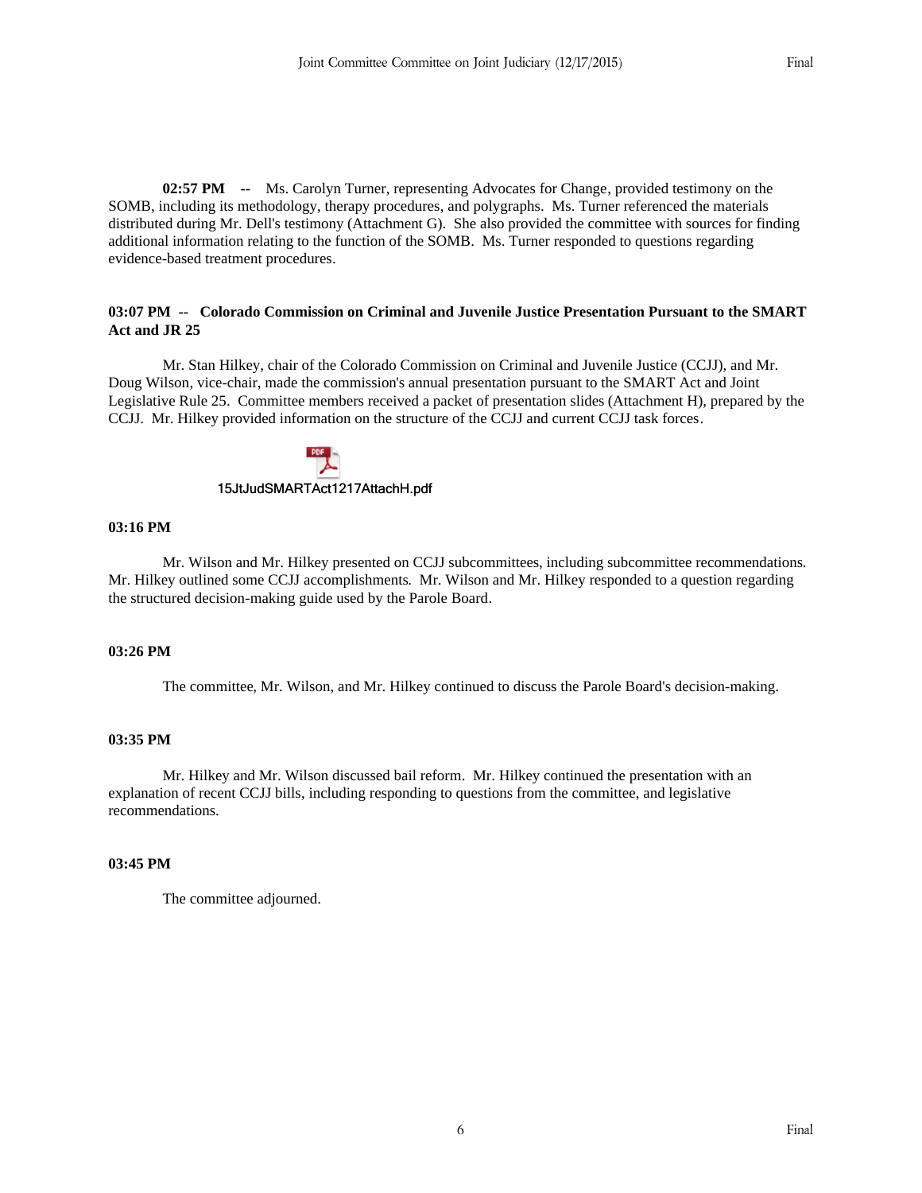**02:57 PM --** Ms. Carolyn Turner, representing Advocates for Change, provided testimony on the SOMB, including its methodology, therapy procedures, and polygraphs. Ms. Turner referenced the materials distributed during Mr. Dell's testimony (Attachment G). She also provided the committee with sources for finding additional information relating to the function of the SOMB. Ms. Turner responded to questions regarding evidence-based treatment procedures.

**03:07 PM -- Colorado Commission on Criminal and Juvenile Justice Presentation Pursuant to the SMART Act and JR 25**

Mr. Stan Hilkey, chair of the Colorado Commission on Criminal and Juvenile Justice (CCJJ), and Mr. Doug Wilson, vice-chair, made the commission's annual presentation pursuant to the SMART Act and Joint Legislative Rule 25. Committee members received a packet of presentation slides (Attachment H), prepared by the CCJJ. Mr. Hilkey provided information on the structure of the CCJJ and current CCJJ task forces.

15JtJudSMARTAct1217AttachH.pdf

**03:16 PM**

Mr. Wilson and Mr. Hilkey presented on CCJJ subcommittees, including subcommittee recommendations. Mr. Hilkey outlined some CCJJ accomplishments. Mr. Wilson and Mr. Hilkey responded to a question regarding the structured decision-making guide used by the Parole Board.

**03:26 PM**

The committee, Mr. Wilson, and Mr. Hilkey continued to discuss the Parole Board's decision-making.

**03:35 PM**

Mr. Hilkey and Mr. Wilson discussed bail reform. Mr. Hilkey continued the presentation with an explanation of recent CCJJ bills, including responding to questions from the committee, and legislative recommendations.

**03:45 PM**

The committee adjourned.